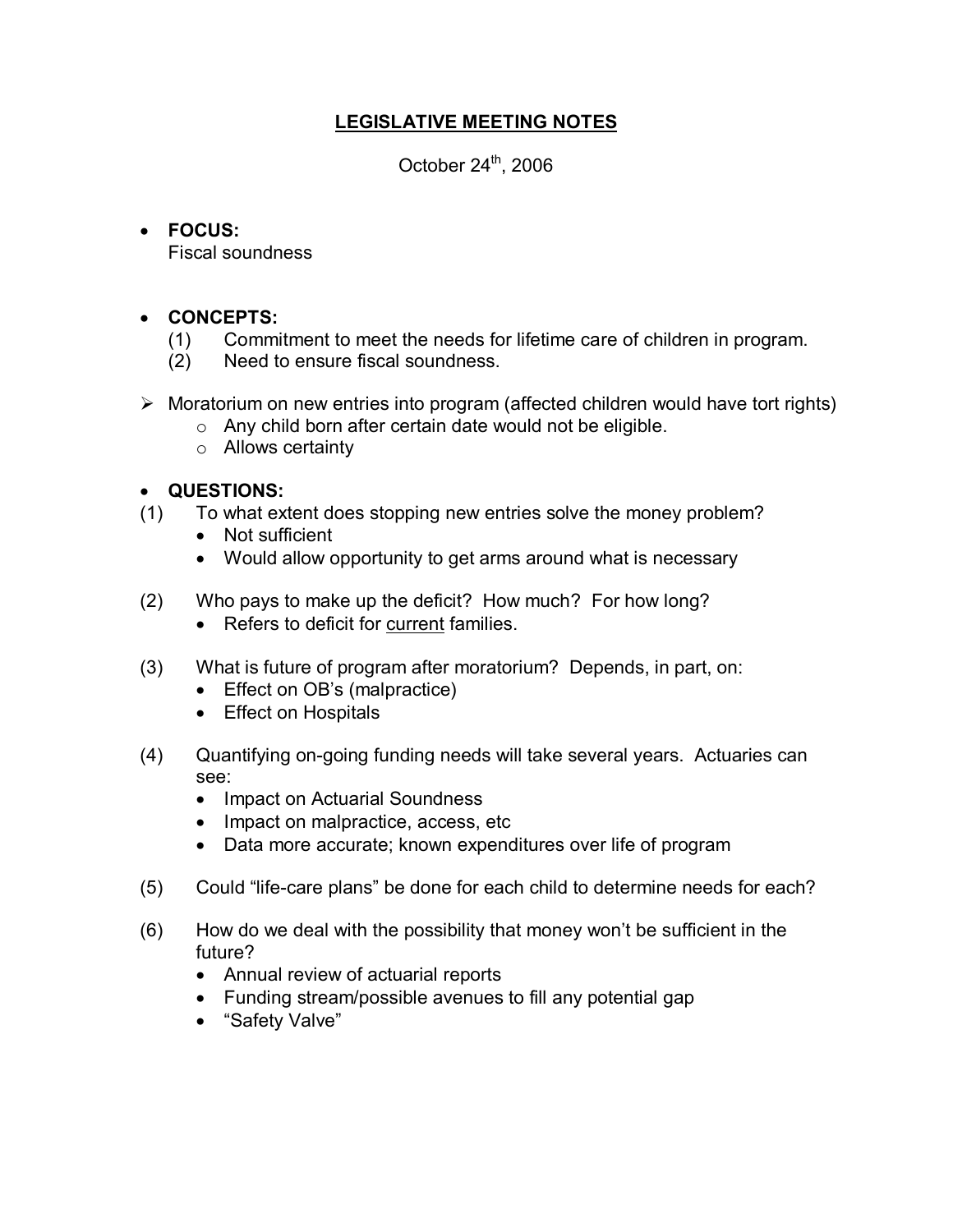# LEGISLATIVE MEETING NOTES

October 24th, 2006

- **FOCUS:**
  Fiscal soundness

- **CONCEPTS:**
  (1) Commitment to meet the needs for lifetime care of children in program.
  (2) Need to ensure fiscal soundness.

- Moratorium on new entries into program (affected children would have tort rights)
  - Any child born after certain date would not be eligible.
  - Allows certainty

- **QUESTIONS:**

(1) To what extent does stopping new entries solve the money problem?
  - Not sufficient
  - Would allow opportunity to get arms around what is necessary

(2) Who pays to make up the deficit? How much? For how long?
  - Refers to deficit for <u>current</u> families.

(3) What is future of program after moratorium? Depends, in part, on:
  - Effect on OB's (malpractice)
  - Effect on Hospitals

(4) Quantifying on-going funding needs will take several years. Actuaries can see:
  - Impact on Actuarial Soundness
  - Impact on malpractice, access, etc
  - Data more accurate; known expenditures over life of program

(5) Could "life-care plans" be done for each child to determine needs for each?

(6) How do we deal with the possibility that money won't be sufficient in the future?
  - Annual review of actuarial reports
  - Funding stream/possible avenues to fill any potential gap
  - "Safety Valve"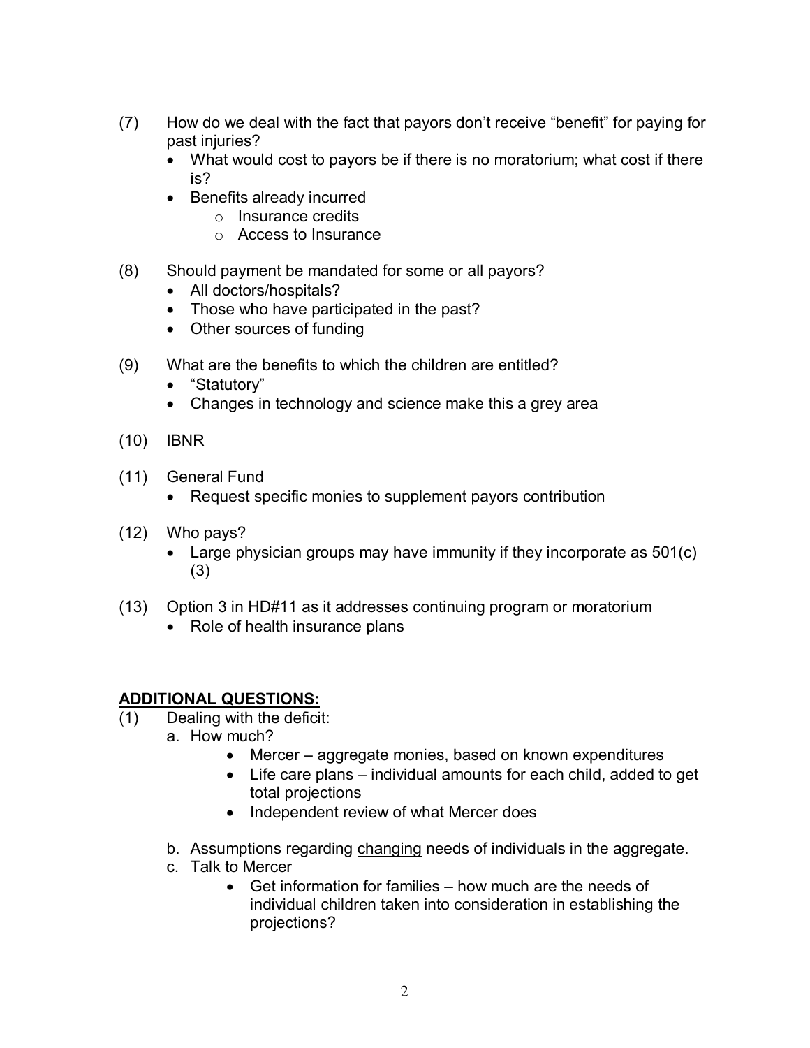(7) How do we deal with the fact that payors don't receive "benefit" for paying for past injuries?
- What would cost to payors be if there is no moratorium; what cost if there is?
- Benefits already incurred
  - Insurance credits
  - Access to Insurance

(8) Should payment be mandated for some or all payors?
- All doctors/hospitals?
- Those who have participated in the past?
- Other sources of funding

(9) What are the benefits to which the children are entitled?
- "Statutory"
- Changes in technology and science make this a grey area

(10) IBNR

(11) General Fund
- Request specific monies to supplement payors contribution

(12) Who pays?
- Large physician groups may have immunity if they incorporate as 501(c)(3)

(13) Option 3 in HD#11 as it addresses continuing program or moratorium
- Role of health insurance plans

**ADDITIONAL QUESTIONS:**

(1) Dealing with the deficit:

a. How much?
   - Mercer – aggregate monies, based on known expenditures
   - Life care plans – individual amounts for each child, added to get total projections
   - Independent review of what Mercer does

b. Assumptions regarding <u>changing</u> needs of individuals in the aggregate.

c. Talk to Mercer
   - Get information for families – how much are the needs of individual children taken into consideration in establishing the projections?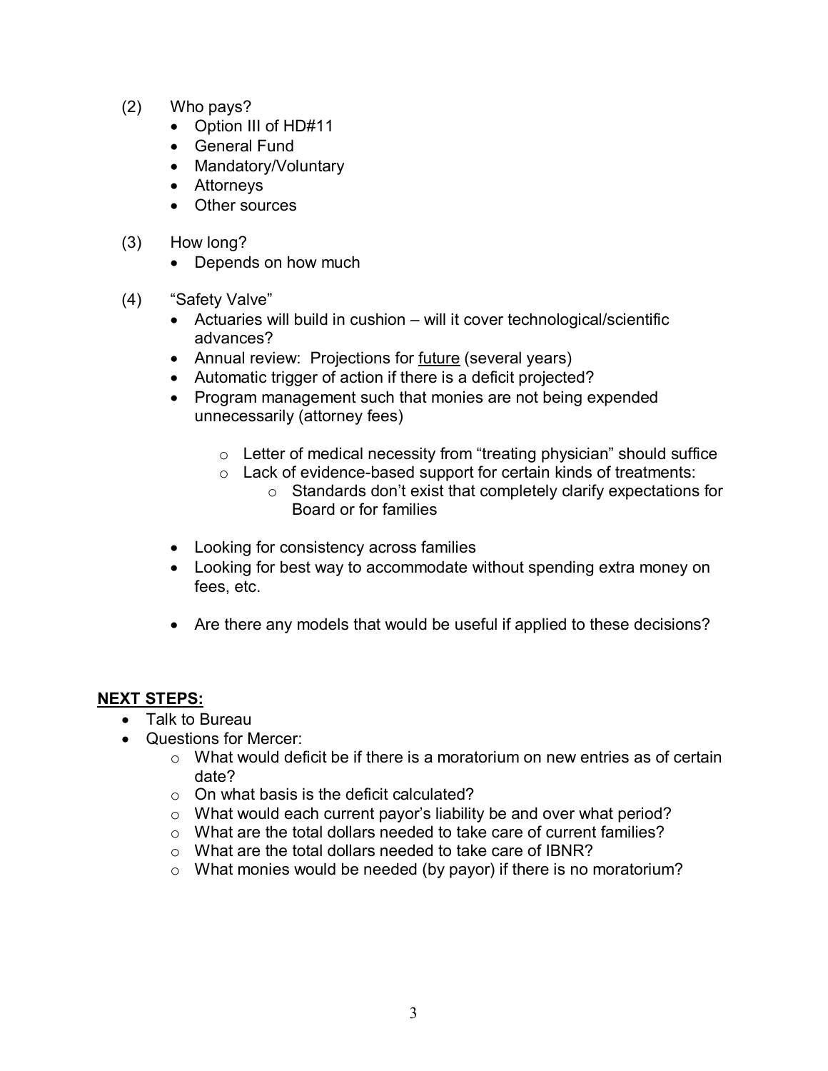(2) Who pays?
- Option III of HD#11
- General Fund
- Mandatory/Voluntary
- Attorneys
- Other sources

(3) How long?
- Depends on how much

(4) "Safety Valve"
- Actuaries will build in cushion – will it cover technological/scientific advances?
- Annual review: Projections for <u>future</u> (several years)
- Automatic trigger of action if there is a deficit projected?
- Program management such that monies are not being expended unnecessarily (attorney fees)
    - Letter of medical necessity from "treating physician" should suffice
    - Lack of evidence-based support for certain kinds of treatments:
        - Standards don't exist that completely clarify expectations for Board or for families
- Looking for consistency across families
- Looking for best way to accommodate without spending extra money on fees, etc.
- Are there any models that would be useful if applied to these decisions?

## **<u>NEXT STEPS:</u>**

- Talk to Bureau
- Questions for Mercer:
    - What would deficit be if there is a moratorium on new entries as of certain date?
    - On what basis is the deficit calculated?
    - What would each current payor's liability be and over what period?
    - What are the total dollars needed to take care of current families?
    - What are the total dollars needed to take care of IBNR?
    - What monies would be needed (by payor) if there is no moratorium?